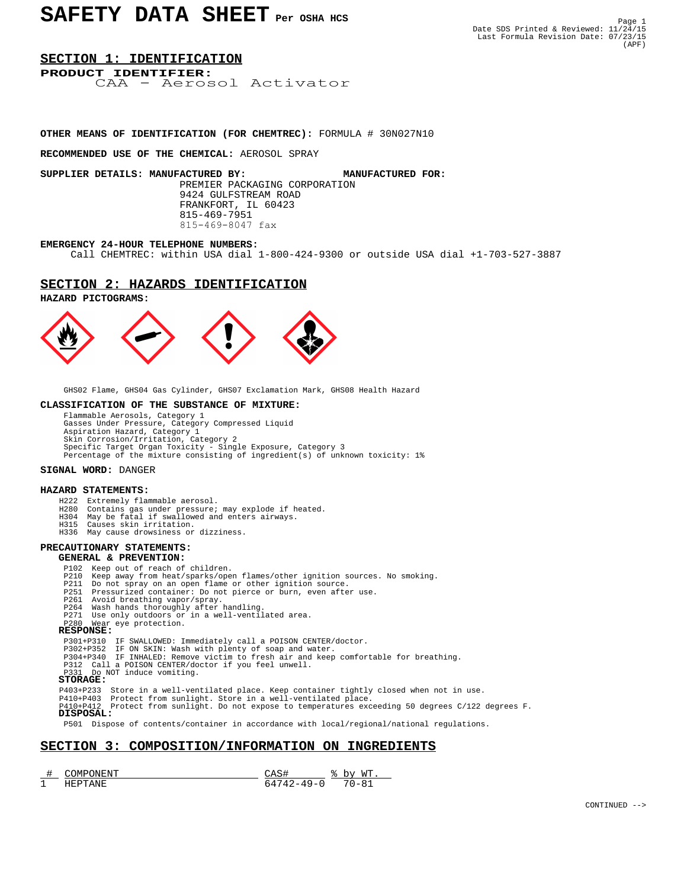# SAFETY DATA SHEET Per OSHA HCS

Date SDS Printed & Reviewed: 11/24/15
Last Formula Revision Date: 07/23/15
(APF)

## SECTION 1: IDENTIFICATION

**PRODUCT IDENTIFIER:**
CAA - Aerosol Activator

**OTHER MEANS OF IDENTIFICATION (FOR CHEMTREC):** FORMULA # 30N027N10

**RECOMMENDED USE OF THE CHEMICAL:** AEROSOL SPRAY

**SUPPLIER DETAILS: MANUFACTURED BY:** **MANUFACTURED FOR:**

PREMIER PACKAGING CORPORATION
9424 GULFSTREAM ROAD
FRANKFORT, IL 60423
815-469-7951
815-469-8047 fax

**EMERGENCY 24-HOUR TELEPHONE NUMBERS:**
Call CHEMTREC: within USA dial 1-800-424-9300 or outside USA dial +1-703-527-3887

## SECTION 2: HAZARDS IDENTIFICATION

**HAZARD PICTOGRAMS:**

GHS02 Flame, GHS04 Gas Cylinder, GHS07 Exclamation Mark, GHS08 Health Hazard

**CLASSIFICATION OF THE SUBSTANCE OF MIXTURE:**

Flammable Aerosols, Category 1
Gasses Under Pressure, Category Compressed Liquid
Aspiration Hazard, Category 1
Skin Corrosion/Irritation, Category 2
Specific Target Organ Toxicity - Single Exposure, Category 3
Percentage of the mixture consisting of ingredient(s) of unknown toxicity: 1%

**SIGNAL WORD:** DANGER

**HAZARD STATEMENTS:**

H222 Extremely flammable aerosol.
H280 Contains gas under pressure; may explode if heated.
H304 May be fatal if swallowed and enters airways.
H315 Causes skin irritation.
H336 May cause drowsiness or dizziness.

**PRECAUTIONARY STATEMENTS:**

**GENERAL & PREVENTION:**

P102 Keep out of reach of children.
P210 Keep away from heat/sparks/open flames/other ignition sources. No smoking.
P211 Do not spray on an open flame or other ignition source.
P251 Pressurized container: Do not pierce or burn, even after use.
P261 Avoid breathing vapor/spray.
P264 Wash hands thoroughly after handling.
P271 Use only outdoors or in a well-ventilated area.
P280 Wear eye protection.

**RESPONSE:**

P301+P310 IF SWALLOWED: Immediately call a POISON CENTER/doctor.
P302+P352 IF ON SKIN: Wash with plenty of soap and water.
P304+P340 IF INHALED: Remove victim to fresh air and keep comfortable for breathing.
P312 Call a POISON CENTER/doctor if you feel unwell.
P331 Do NOT induce vomiting.

**STORAGE:**

P403+P233 Store in a well-ventilated place. Keep container tightly closed when not in use.
P410+P403 Protect from sunlight. Store in a well-ventilated place.
P410+P412 Protect from sunlight. Do not expose to temperatures exceeding 50 degrees C/122 degrees F.

**DISPOSAL:**

P501 Dispose of contents/container in accordance with local/regional/national regulations.

## SECTION 3: COMPOSITION/INFORMATION ON INGREDIENTS

| # | COMPONENT | CAS# | % by WT. |
|---|---|---|---|
| 1 | HEPTANE | 64742-49-0 | 70-81 |

CONTINUED -->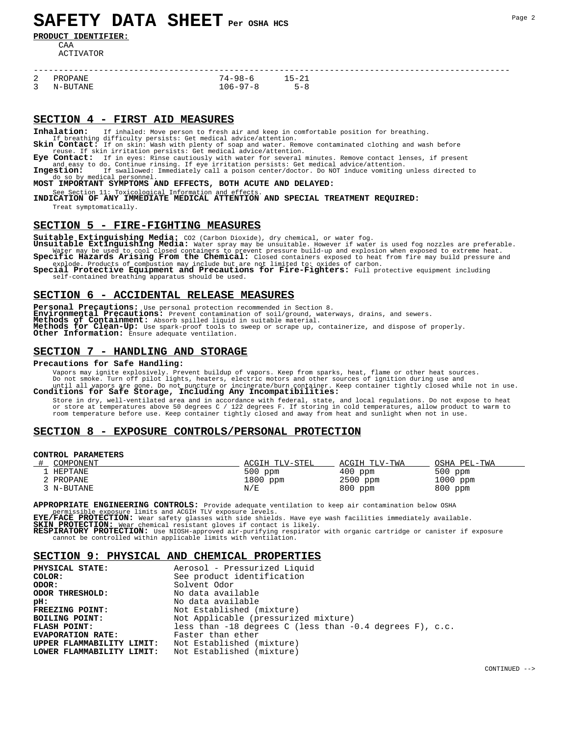# SAFETY DATA SHEET Per OSHA HCS

**PRODUCT IDENTIFIER:**

CAA
ACTIVATOR

| | | | |
|---|---|---|---|
| 2 | PROPANE | 74-98-6 | 15-21 |
| 3 | N-BUTANE | 106-97-8 | 5-8 |

## SECTION 4 - FIRST AID MEASURES

**Inhalation:** If inhaled: Move person to fresh air and keep in comfortable position for breathing. If breathing difficulty persists: Get medical advice/attention.

**Skin Contact:** If on skin: Wash with plenty of soap and water. Remove contaminated clothing and wash before reuse. If skin irritation persists: Get medical advice/attention.

**Eye Contact:** If in eyes: Rinse cautiously with water for several minutes. Remove contact lenses, if present and easy to do. Continue rinsing. If eye irritation persists: Get medical advice/attention.

**Ingestion:** If swallowed: Immediately call a poison center/doctor. Do NOT induce vomiting unless directed to do so by medical personnel.

**MOST IMPORTANT SYMPTOMS AND EFFECTS, BOTH ACUTE AND DELAYED:**

See Section 11: Toxicological Information and effects.

**INDICATION OF ANY IMMEDIATE MEDICAL ATTENTION AND SPECIAL TREATMENT REQUIRED:**

Treat symptomatically.

## SECTION 5 - FIRE-FIGHTING MEASURES

**Suitable Extinguishing Media:** CO2 (Carbon Dioxide), dry chemical, or water fog.

**Unsuitable Extinguishing Media:** Water spray may be unsuitable. However if water is used fog nozzles are preferable. Water may be used to cool closed containers to prevent pressure build-up and explosion when exposed to extreme heat.

**Specific Hazards Arising From the Chemical:** Closed containers exposed to heat from fire may build pressure and explode. Products of combustion may include but are not limited to: oxides of carbon.

**Special Protective Equipment and Precautions for Fire-Fighters:** Full protective equipment including self-contained breathing apparatus should be used.

## SECTION 6 - ACCIDENTAL RELEASE MEASURES

**Personal Precautions:** Use personal protection recommended in Section 8.

**Environmental Precautions:** Prevent contamination of soil/ground, waterways, drains, and sewers.

**Methods of Containment:** Absorb spilled liquid in suitable material.

**Methods for Clean-Up:** Use spark-proof tools to sweep or scrape up, containerize, and dispose of properly.

**Other Information:** Ensure adequate ventilation.

## SECTION 7 - HANDLING AND STORAGE

**Precautions for Safe Handling:**

Vapors may ignite explosively. Prevent buildup of vapors. Keep from sparks, heat, flame or other heat sources. Do not smoke. Turn off pilot lights, heaters, electric motors and other sources of ignition during use and until all vapors are gone. Do not puncture or incinerate/burn container. Keep container tightly closed while not in use.

**Conditions for Safe Storage, Including Any Incompatibilities:**

Store in dry, well-ventilated area and in accordance with federal, state, and local regulations. Do not expose to heat or store at temperatures above 50 degrees C / 122 degrees F. If storing in cold temperatures, allow product to warm to room temperature before use. Keep container tightly closed and away from heat and sunlight when not in use.

## SECTION 8 - EXPOSURE CONTROLS/PERSONAL PROTECTION

**CONTROL PARAMETERS**

| # | COMPONENT | ACGIH TLV-STEL | ACGIH TLV-TWA | OSHA PEL-TWA |
|---|---|---|---|---|
| 1 | HEPTANE | 500 ppm | 400 ppm | 500 ppm |
| 2 | PROPANE | 1800 ppm | 2500 ppm | 1000 ppm |
| 3 | N-BUTANE | N/E | 800 ppm | 800 ppm |

**APPROPRIATE ENGINEERING CONTROLS:** Provide adequate ventilation to keep air contamination below OSHA permissible exposure limits and ACGIH TLV exposure levels.

**EYE/FACE PROTECTION:** Wear safety glasses with side shields. Have eye wash facilities immediately available.

**SKIN PROTECTION:** Wear chemical resistant gloves if contact is likely.

**RESPIRATORY PROTECTION:** Use NIOSH-approved air-purifying respirator with organic cartridge or canister if exposure cannot be controlled within applicable limits with ventilation.

## SECTION 9: PHYSICAL AND CHEMICAL PROPERTIES

**PHYSICAL STATE:** Aerosol - Pressurized Liquid
**COLOR:** See product identification
**ODOR:** Solvent Odor
**ODOR THRESHOLD:** No data available
**pH:** No data available
**FREEZING POINT:** Not Established (mixture)
**BOILING POINT:** Not Applicable (pressurized mixture)
**FLASH POINT:** less than -18 degrees C (less than -0.4 degrees F), c.c.
**EVAPORATION RATE:** Faster than ether
**UPPER FLAMMABILITY LIMIT:** Not Established (mixture)
**LOWER FLAMMABILITY LIMIT:** Not Established (mixture)

CONTINUED -->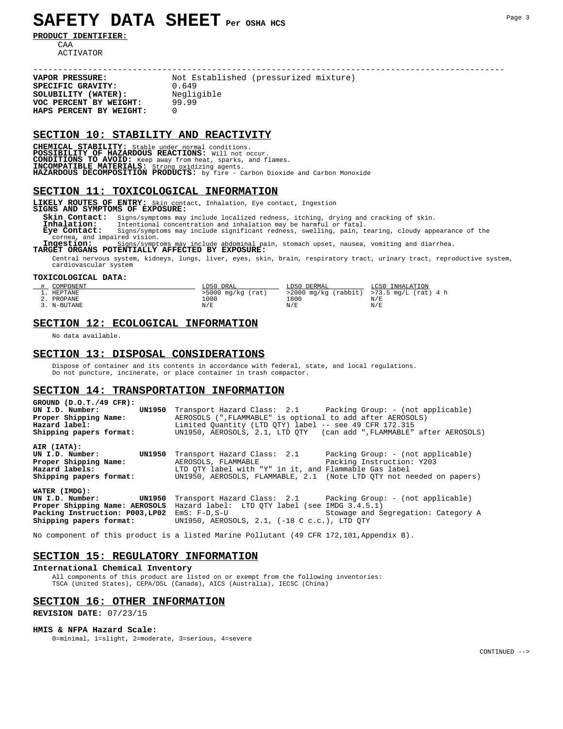# SAFETY DATA SHEET Per OSHA HCS

**PRODUCT IDENTIFIER:**

CAA
ACTIVATOR

---

**VAPOR PRESSURE:** Not Established (pressurized mixture)
**SPECIFIC GRAVITY:** 0.649
**SOLUBILITY (WATER):** Negligible
**VOC PERCENT BY WEIGHT:** 99.99
**HAPS PERCENT BY WEIGHT:** 0

## SECTION 10: STABILITY AND REACTIVITY

**CHEMICAL STABILITY:** Stable under normal conditions.
**POSSIBILITY OF HAZARDOUS REACTIONS:** Will not occur.
**CONDITIONS TO AVOID:** Keep away from heat, sparks, and flames.
**INCOMPATIBLE MATERIALS:** Strong oxidizing agents.
**HAZARDOUS DECOMPOSITION PRODUCTS:** by fire - Carbon Dioxide and Carbon Monoxide

## SECTION 11: TOXICOLOGICAL INFORMATION

**LIKELY ROUTES OF ENTRY:** Skin contact, Inhalation, Eye contact, Ingestion
**SIGNS AND SYMPTOMS OF EXPOSURE:**

**Skin Contact:** Signs/symptoms may include localized redness, itching, drying and cracking of skin.
**Inhalation:** Intentional concentration and inhalation may be harmful or fatal.
**Eye Contact:** Signs/symptoms may include significant redness, swelling, pain, tearing, cloudy appearance of the cornea, and impaired vision.
**Ingestion:** Signs/symptoms may include abdominal pain, stomach upset, nausea, vomiting and diarrhea.

**TARGET ORGANS POTENTIALLY AFFECTED BY EXPOSURE:**

Central nervous system, kidneys, lungs, liver, eyes, skin, brain, respiratory tract, urinary tract, reproductive system, cardiovascular system

**TOXICOLOGICAL DATA:**

| # | COMPONENT | LD50 ORAL | LD50 DERMAL | LC50 INHALATION |
|---|---|---|---|---|
| 1. | HEPTANE | >5000 mg/kg (rat) | >2000 mg/kg (rabbit) | >73.5 mg/L (rat) 4 h |
| 2. | PROPANE | 1000 | 1800 | N/E |
| 3. | N-BUTANE | N/E | N/E | N/E |

## SECTION 12: ECOLOGICAL INFORMATION

No data available.

## SECTION 13: DISPOSAL CONSIDERATIONS

Dispose of container and its contents in accordance with federal, state, and local regulations.
Do not puncture, incinerate, or place container in trash compactor.

## SECTION 14: TRANSPORTATION INFORMATION

**GROUND (D.O.T./49 CFR):**
**UN I.D. Number:** **UN1950** Transport Hazard Class: 2.1 Packing Group: - (not applicable)
**Proper Shipping Name:** AEROSOLS (",FLAMMABLE" is optional to add after AEROSOLS)
**Hazard label:** Limited Quantity (LTD QTY) label -- see 49 CFR 172.315
**Shipping papers format:** UN1950, AEROSOLS, 2.1, LTD QTY (can add ",FLAMMABLE" after AEROSOLS)

**AIR (IATA):**
**UN I.D. Number:** **UN1950** Transport Hazard Class: 2.1 Packing Group: - (not applicable)
**Proper Shipping Name:** AEROSOLS, FLAMMABLE Packing Instruction: Y203
**Hazard labels:** LTD QTY label with "Y" in it, and Flammable Gas label
**Shipping papers format:** UN1950, AEROSOLS, FLAMMABLE, 2.1 (Note LTD QTY not needed on papers)

**WATER (IMDG):**
**UN I.D. Number:** **UN1950** Transport Hazard Class: 2.1 Packing Group: - (not applicable)
**Proper Shipping Name: AEROSOLS** Hazard label: LTD QTY label (see IMDG 3.4.5.1)
**Packing Instruction: P003,LP02** EmS: F-D,S-U Stowage and Segregation: Category A
**Shipping papers format:** UN1950, AEROSOLS, 2.1, (-18 C c.c.), LTD QTY

No component of this product is a listed Marine Pollutant (49 CFR 172,101,Appendix B).

## SECTION 15: REGULATORY INFORMATION

**International Chemical Inventory**

All components of this product are listed on or exempt from the following inventories:
TSCA (United States), CEPA/DSL (Canada), AICS (Australia), IECSC (China)

## SECTION 16: OTHER INFORMATION

**REVISION DATE:** 07/23/15

**HMIS & NFPA Hazard Scale:**

0=minimal, 1=slight, 2=moderate, 3=serious, 4=severe

CONTINUED -->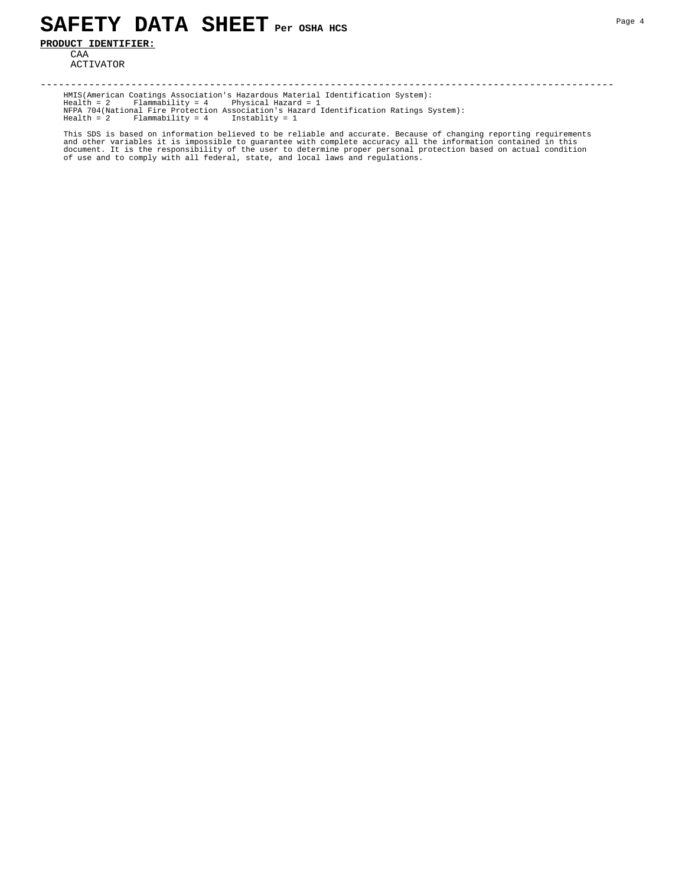HMIS(American Coatings Association's Hazardous Material Identification System):
Health = 2     Flammability = 4     Physical Hazard = 1
NFPA 704(National Fire Protection Association's Hazard Identification Ratings System):
Health = 2     Flammability = 4     Instablity = 1

This SDS is based on information believed to be reliable and accurate. Because of changing reporting requirements and other variables it is impossible to guarantee with complete accuracy all the information contained in this document. It is the responsibility of the user to determine proper personal protection based on actual condition of use and to comply with all federal, state, and local laws and regulations.